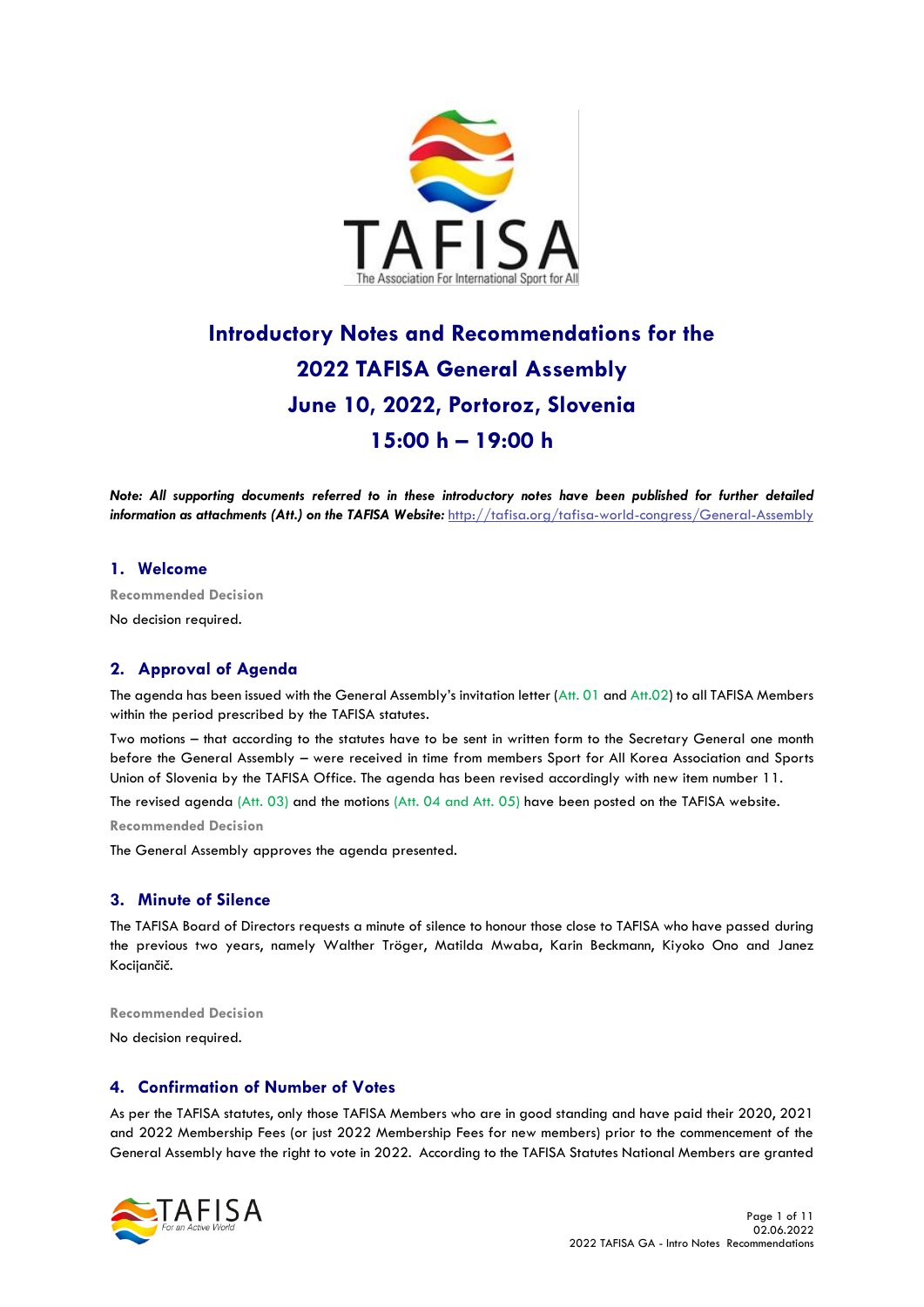# Introductory Notes and Recommendations for the 2022 TAFISA General Assembly June 10, 2022, Portoroz, Slovenia 15:00 h – 19:00 h

***Note: All supporting documents referred to in these introductory notes have been published for further detailed information as attachments (Att.) on the TAFISA Website:*** http://tafisa.org/tafisa-world-congress/General-Assembly

## 1. Welcome

**Recommended Decision**

No decision required.

## 2. Approval of Agenda

The agenda has been issued with the General Assembly's invitation letter (Att. 01 and Att.02) to all TAFISA Members within the period prescribed by the TAFISA statutes.

Two motions – that according to the statutes have to be sent in written form to the Secretary General one month before the General Assembly – were received in time from members Sport for All Korea Association and Sports Union of Slovenia by the TAFISA Office. The agenda has been revised accordingly with new item number 11.

The revised agenda (Att. 03) and the motions (Att. 04 and Att. 05) have been posted on the TAFISA website.

**Recommended Decision**

The General Assembly approves the agenda presented.

## 3. Minute of Silence

The TAFISA Board of Directors requests a minute of silence to honour those close to TAFISA who have passed during the previous two years, namely Walther Tröger, Matilda Mwaba, Karin Beckmann, Kiyoko Ono and Janez Kocijančič.

**Recommended Decision**

No decision required.

## 4. Confirmation of Number of Votes

As per the TAFISA statutes, only those TAFISA Members who are in good standing and have paid their 2020, 2021 and 2022 Membership Fees (or just 2022 Membership Fees for new members) prior to the commencement of the General Assembly have the right to vote in 2022. According to the TAFISA Statutes National Members are granted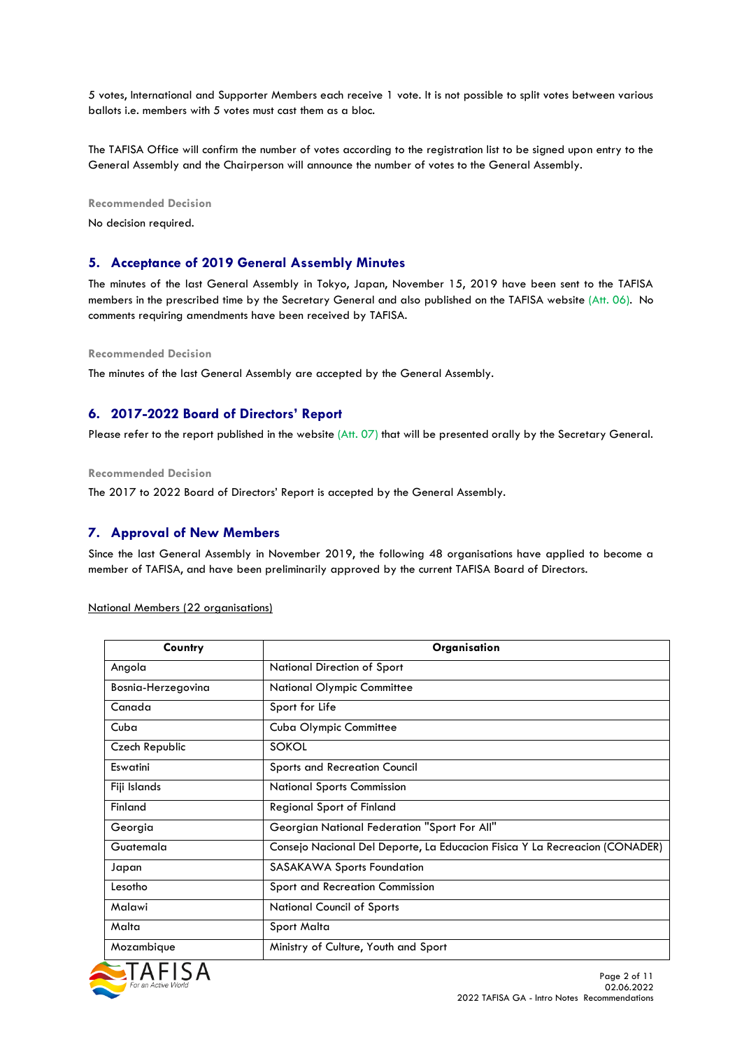5 votes, International and Supporter Members each receive 1 vote. It is not possible to split votes between various ballots i.e. members with 5 votes must cast them as a bloc.

The TAFISA Office will confirm the number of votes according to the registration list to be signed upon entry to the General Assembly and the Chairperson will announce the number of votes to the General Assembly.

**Recommended Decision**

No decision required.

## 5. Acceptance of 2019 General Assembly Minutes

The minutes of the last General Assembly in Tokyo, Japan, November 15, 2019 have been sent to the TAFISA members in the prescribed time by the Secretary General and also published on the TAFISA website (Att. 06). No comments requiring amendments have been received by TAFISA.

**Recommended Decision**

The minutes of the last General Assembly are accepted by the General Assembly.

## 6. 2017-2022 Board of Directors' Report

Please refer to the report published in the website (Att. 07) that will be presented orally by the Secretary General.

**Recommended Decision**

The 2017 to 2022 Board of Directors' Report is accepted by the General Assembly.

## 7. Approval of New Members

Since the last General Assembly in November 2019, the following 48 organisations have applied to become a member of TAFISA, and have been preliminarily approved by the current TAFISA Board of Directors.

National Members (22 organisations)

| Country | Organisation |
|---|---|
| Angola | National Direction of Sport |
| Bosnia-Herzegovina | National Olympic Committee |
| Canada | Sport for Life |
| Cuba | Cuba Olympic Committee |
| Czech Republic | SOKOL |
| Eswatini | Sports and Recreation Council |
| Fiji Islands | National Sports Commission |
| Finland | Regional Sport of Finland |
| Georgia | Georgian National Federation "Sport For All" |
| Guatemala | Consejo Nacional Del Deporte, La Educacion Fisica Y La Recreacion (CONADER) |
| Japan | SASAKAWA Sports Foundation |
| Lesotho | Sport and Recreation Commission |
| Malawi | National Council of Sports |
| Malta | Sport Malta |
| Mozambique | Ministry of Culture, Youth and Sport |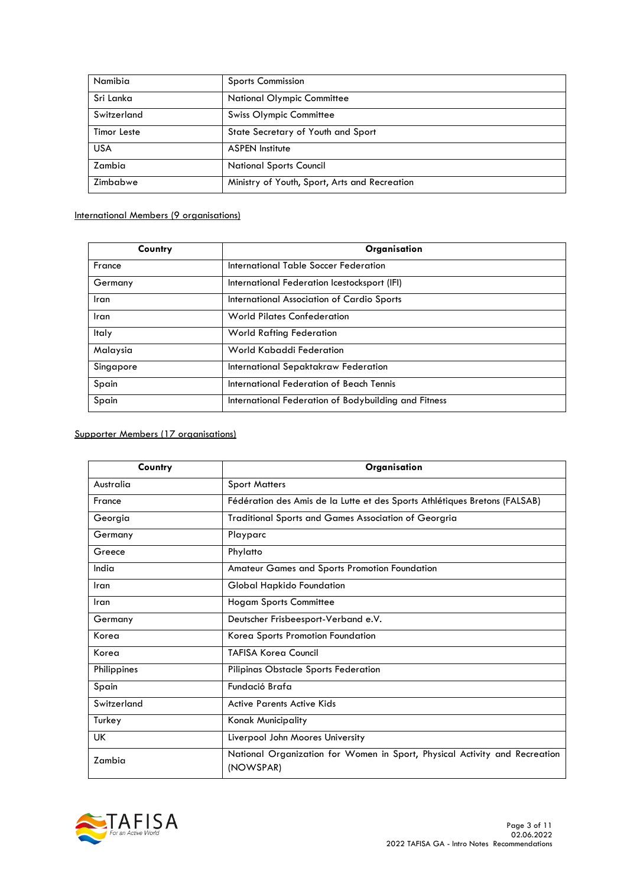| | |
|---|---|
| Namibia | Sports Commission |
| Sri Lanka | National Olympic Committee |
| Switzerland | Swiss Olympic Committee |
| Timor Leste | State Secretary of Youth and Sport |
| USA | ASPEN Institute |
| Zambia | National Sports Council |
| Zimbabwe | Ministry of Youth, Sport, Arts and Recreation |

International Members (9 organisations)

| Country | Organisation |
|---|---|
| France | International Table Soccer Federation |
| Germany | International Federation Icestocksport (IFI) |
| Iran | International Association of Cardio Sports |
| Iran | World Pilates Confederation |
| Italy | World Rafting Federation |
| Malaysia | World Kabaddi Federation |
| Singapore | International Sepaktakraw Federation |
| Spain | International Federation of Beach Tennis |
| Spain | International Federation of Bodybuilding and Fitness |

Supporter Members (17 organisations)

| Country | Organisation |
|---|---|
| Australia | Sport Matters |
| France | Fédération des Amis de la Lutte et des Sports Athlétiques Bretons (FALSAB) |
| Georgia | Traditional Sports and Games Association of Georgria |
| Germany | Playparc |
| Greece | Phylatto |
| India | Amateur Games and Sports Promotion Foundation |
| Iran | Global Hapkido Foundation |
| Iran | Hogam Sports Committee |
| Germany | Deutscher Frisbeesport-Verband e.V. |
| Korea | Korea Sports Promotion Foundation |
| Korea | TAFISA Korea Council |
| Philippines | Pilipinas Obstacle Sports Federation |
| Spain | Fundació Brafa |
| Switzerland | Active Parents Active Kids |
| Turkey | Konak Municipality |
| UK | Liverpool John Moores University |
| Zambia | National Organization for Women in Sport, Physical Activity and Recreation (NOWSPAR) |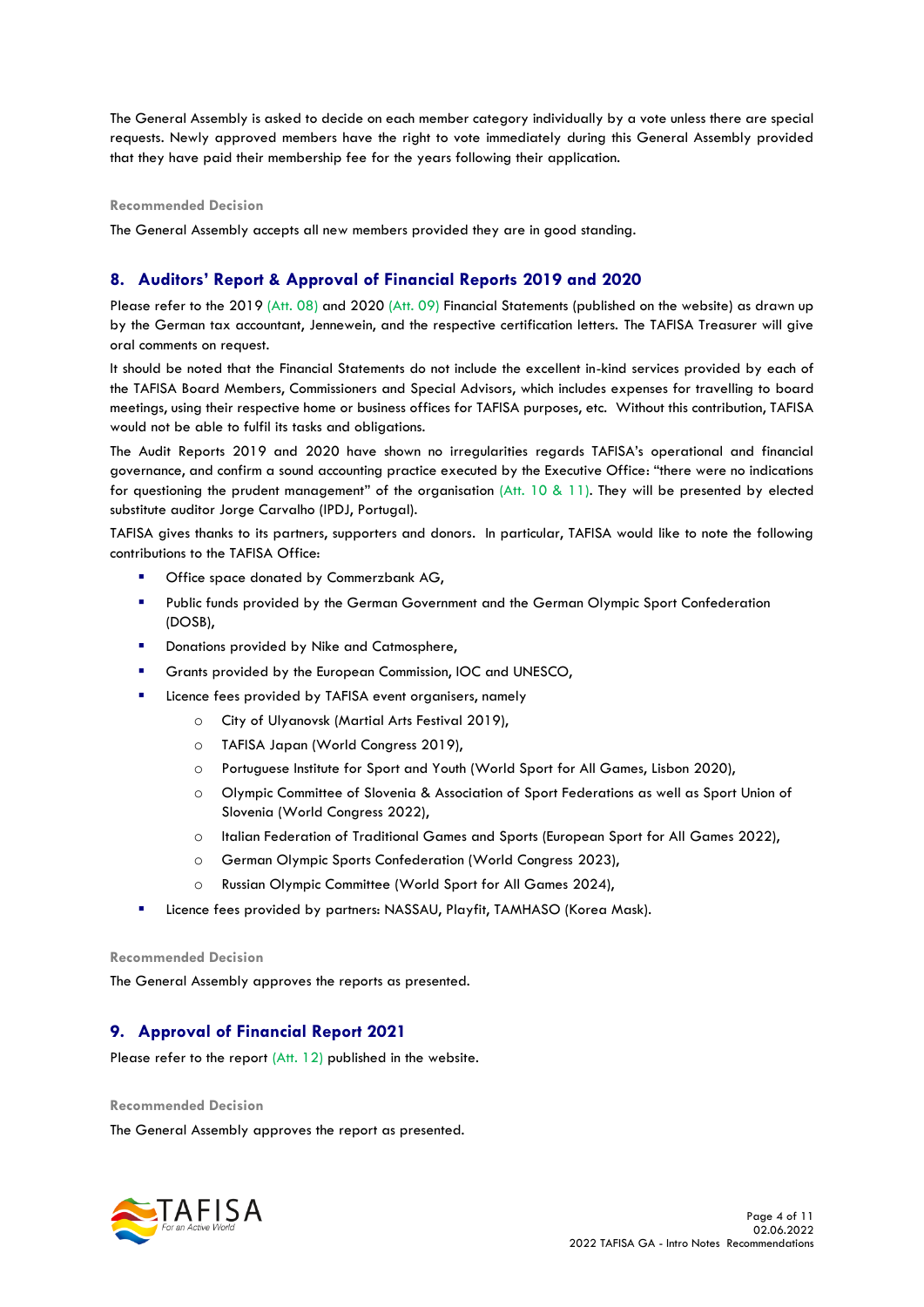The General Assembly is asked to decide on each member category individually by a vote unless there are special requests. Newly approved members have the right to vote immediately during this General Assembly provided that they have paid their membership fee for the years following their application.

**Recommended Decision**

The General Assembly accepts all new members provided they are in good standing.

## 8. Auditors' Report & Approval of Financial Reports 2019 and 2020

Please refer to the 2019 (Att. 08) and 2020 (Att. 09) Financial Statements (published on the website) as drawn up by the German tax accountant, Jennewein, and the respective certification letters. The TAFISA Treasurer will give oral comments on request.

It should be noted that the Financial Statements do not include the excellent in-kind services provided by each of the TAFISA Board Members, Commissioners and Special Advisors, which includes expenses for travelling to board meetings, using their respective home or business offices for TAFISA purposes, etc. Without this contribution, TAFISA would not be able to fulfil its tasks and obligations.

The Audit Reports 2019 and 2020 have shown no irregularities regards TAFISA's operational and financial governance, and confirm a sound accounting practice executed by the Executive Office: "there were no indications for questioning the prudent management" of the organisation (Att. 10 & 11). They will be presented by elected substitute auditor Jorge Carvalho (IPDJ, Portugal).

TAFISA gives thanks to its partners, supporters and donors. In particular, TAFISA would like to note the following contributions to the TAFISA Office:

- Office space donated by Commerzbank AG,
- Public funds provided by the German Government and the German Olympic Sport Confederation (DOSB),
- Donations provided by Nike and Catmosphere,
- Grants provided by the European Commission, IOC and UNESCO,
- Licence fees provided by TAFISA event organisers, namely
  - City of Ulyanovsk (Martial Arts Festival 2019),
  - TAFISA Japan (World Congress 2019),
  - Portuguese Institute for Sport and Youth (World Sport for All Games, Lisbon 2020),
  - Olympic Committee of Slovenia & Association of Sport Federations as well as Sport Union of Slovenia (World Congress 2022),
  - Italian Federation of Traditional Games and Sports (European Sport for All Games 2022),
  - German Olympic Sports Confederation (World Congress 2023),
  - Russian Olympic Committee (World Sport for All Games 2024),
- Licence fees provided by partners: NASSAU, Playfit, TAMHASO (Korea Mask).

**Recommended Decision**

The General Assembly approves the reports as presented.

## 9. Approval of Financial Report 2021

Please refer to the report (Att. 12) published in the website.

**Recommended Decision**

The General Assembly approves the report as presented.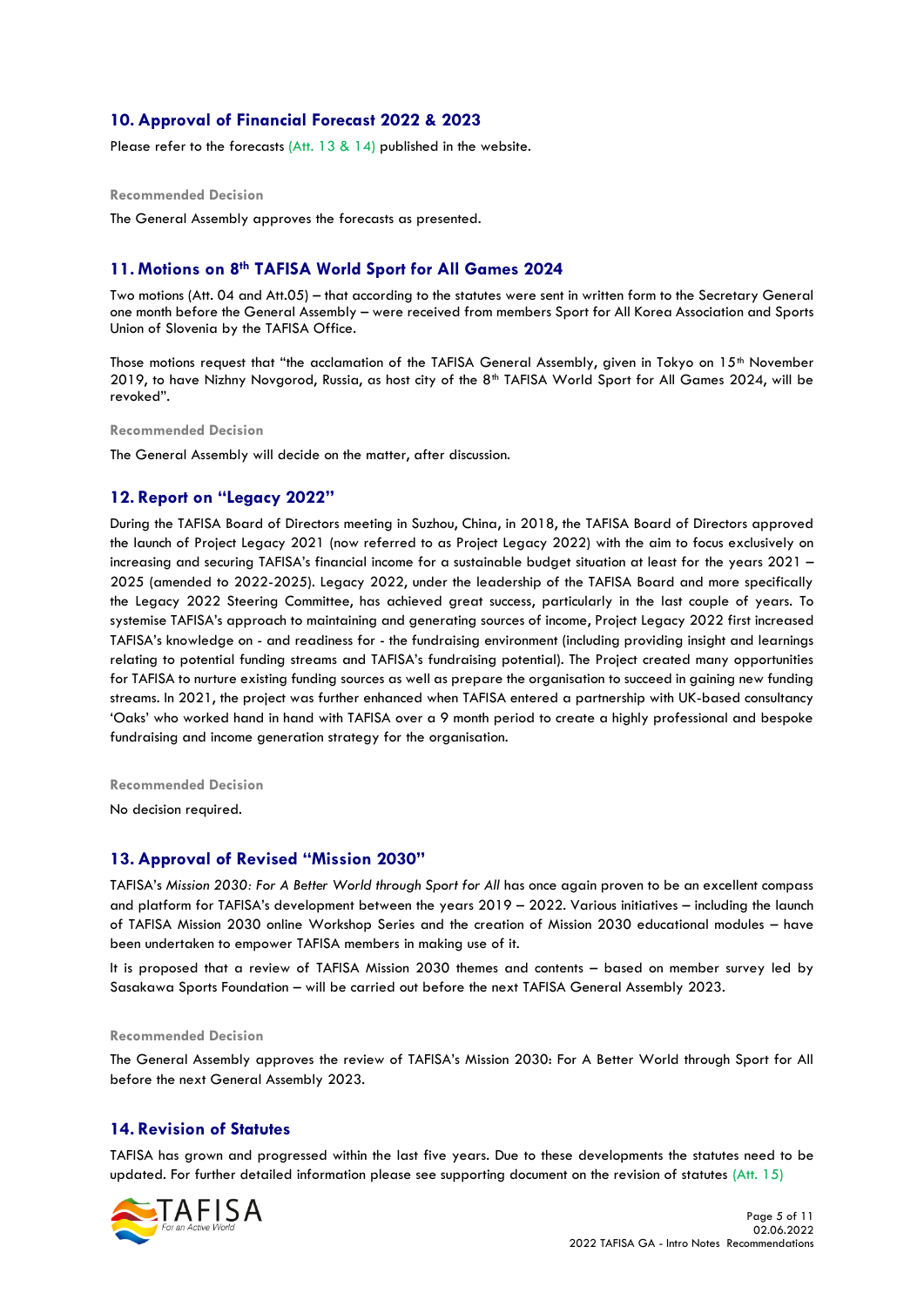## 10. Approval of Financial Forecast 2022 & 2023

Please refer to the forecasts (Att. 13 & 14) published in the website.

**Recommended Decision**

The General Assembly approves the forecasts as presented.

## 11. Motions on 8th TAFISA World Sport for All Games 2024

Two motions (Att. 04 and Att.05) – that according to the statutes were sent in written form to the Secretary General one month before the General Assembly – were received from members Sport for All Korea Association and Sports Union of Slovenia by the TAFISA Office.

Those motions request that "the acclamation of the TAFISA General Assembly, given in Tokyo on 15th November 2019, to have Nizhny Novgorod, Russia, as host city of the 8th TAFISA World Sport for All Games 2024, will be revoked".

**Recommended Decision**

The General Assembly will decide on the matter, after discussion.

## 12. Report on "Legacy 2022"

During the TAFISA Board of Directors meeting in Suzhou, China, in 2018, the TAFISA Board of Directors approved the launch of Project Legacy 2021 (now referred to as Project Legacy 2022) with the aim to focus exclusively on increasing and securing TAFISA's financial income for a sustainable budget situation at least for the years 2021 – 2025 (amended to 2022-2025). Legacy 2022, under the leadership of the TAFISA Board and more specifically the Legacy 2022 Steering Committee, has achieved great success, particularly in the last couple of years. To systemise TAFISA's approach to maintaining and generating sources of income, Project Legacy 2022 first increased TAFISA's knowledge on - and readiness for - the fundraising environment (including providing insight and learnings relating to potential funding streams and TAFISA's fundraising potential). The Project created many opportunities for TAFISA to nurture existing funding sources as well as prepare the organisation to succeed in gaining new funding streams. In 2021, the project was further enhanced when TAFISA entered a partnership with UK-based consultancy 'Oaks' who worked hand in hand with TAFISA over a 9 month period to create a highly professional and bespoke fundraising and income generation strategy for the organisation.

**Recommended Decision**

No decision required.

## 13. Approval of Revised "Mission 2030"

TAFISA's *Mission 2030: For A Better World through Sport for All* has once again proven to be an excellent compass and platform for TAFISA's development between the years 2019 – 2022. Various initiatives – including the launch of TAFISA Mission 2030 online Workshop Series and the creation of Mission 2030 educational modules – have been undertaken to empower TAFISA members in making use of it.

It is proposed that a review of TAFISA Mission 2030 themes and contents – based on member survey led by Sasakawa Sports Foundation – will be carried out before the next TAFISA General Assembly 2023.

**Recommended Decision**

The General Assembly approves the review of TAFISA's Mission 2030: For A Better World through Sport for All before the next General Assembly 2023.

## 14. Revision of Statutes

TAFISA has grown and progressed within the last five years. Due to these developments the statutes need to be updated. For further detailed information please see supporting document on the revision of statutes (Att. 15)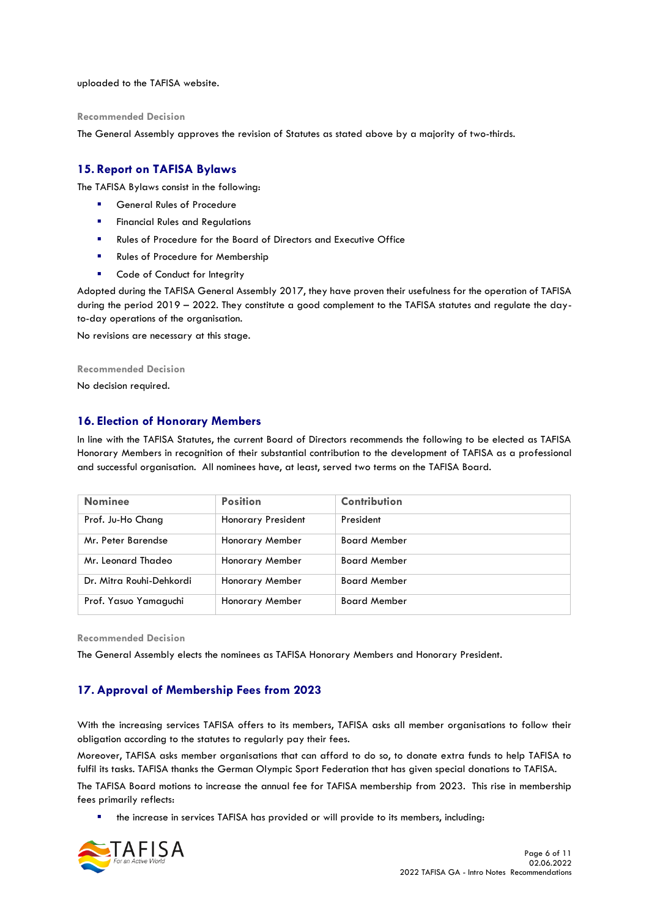uploaded to the TAFISA website.

**Recommended Decision**

The General Assembly approves the revision of Statutes as stated above by a majority of two-thirds.

## 15. Report on TAFISA Bylaws

The TAFISA Bylaws consist in the following:

- General Rules of Procedure
- Financial Rules and Regulations
- Rules of Procedure for the Board of Directors and Executive Office
- Rules of Procedure for Membership
- Code of Conduct for Integrity

Adopted during the TAFISA General Assembly 2017, they have proven their usefulness for the operation of TAFISA during the period 2019 – 2022. They constitute a good complement to the TAFISA statutes and regulate the day-to-day operations of the organisation.

No revisions are necessary at this stage.

**Recommended Decision**

No decision required.

## 16. Election of Honorary Members

In line with the TAFISA Statutes, the current Board of Directors recommends the following to be elected as TAFISA Honorary Members in recognition of their substantial contribution to the development of TAFISA as a professional and successful organisation. All nominees have, at least, served two terms on the TAFISA Board.

| Nominee | Position | Contribution |
|---|---|---|
| Prof. Ju-Ho Chang | Honorary President | President |
| Mr. Peter Barendse | Honorary Member | Board Member |
| Mr. Leonard Thadeo | Honorary Member | Board Member |
| Dr. Mitra Rouhi-Dehkordi | Honorary Member | Board Member |
| Prof. Yasuo Yamaguchi | Honorary Member | Board Member |

**Recommended Decision**

The General Assembly elects the nominees as TAFISA Honorary Members and Honorary President.

## 17. Approval of Membership Fees from 2023

With the increasing services TAFISA offers to its members, TAFISA asks all member organisations to follow their obligation according to the statutes to regularly pay their fees.

Moreover, TAFISA asks member organisations that can afford to do so, to donate extra funds to help TAFISA to fulfil its tasks. TAFISA thanks the German Olympic Sport Federation that has given special donations to TAFISA.

The TAFISA Board motions to increase the annual fee for TAFISA membership from 2023. This rise in membership fees primarily reflects:

- the increase in services TAFISA has provided or will provide to its members, including: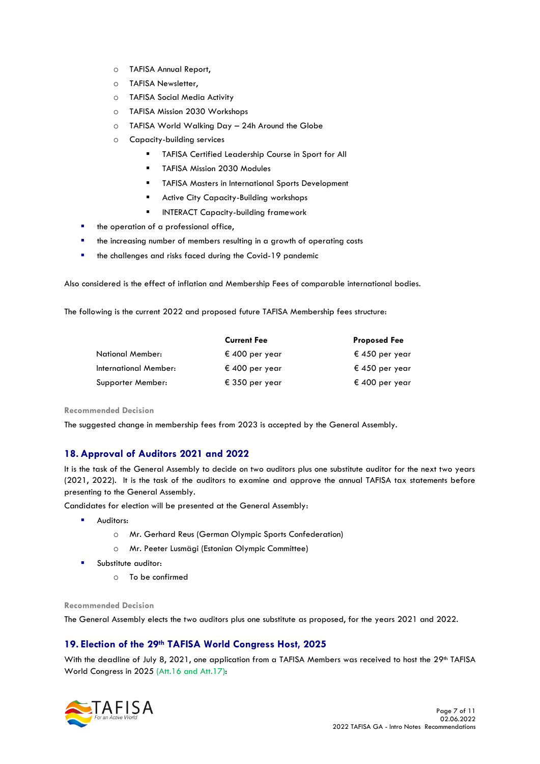- TAFISA Annual Report,
    - TAFISA Newsletter,
    - TAFISA Social Media Activity
    - TAFISA Mission 2030 Workshops
    - TAFISA World Walking Day – 24h Around the Globe
    - Capacity-building services
        - TAFISA Certified Leadership Course in Sport for All
        - TAFISA Mission 2030 Modules
        - TAFISA Masters in International Sports Development
        - Active City Capacity-Building workshops
        - INTERACT Capacity-building framework
- the operation of a professional office,
- the increasing number of members resulting in a growth of operating costs
- the challenges and risks faced during the Covid-19 pandemic

Also considered is the effect of inflation and Membership Fees of comparable international bodies.

The following is the current 2022 and proposed future TAFISA Membership fees structure:

| | **Current Fee** | **Proposed Fee** |
|---|---|---|
| National Member: | € 400 per year | € 450 per year |
| International Member: | € 400 per year | € 450 per year |
| Supporter Member: | € 350 per year | € 400 per year |

**Recommended Decision**

The suggested change in membership fees from 2023 is accepted by the General Assembly.

## 18. Approval of Auditors 2021 and 2022

It is the task of the General Assembly to decide on two auditors plus one substitute auditor for the next two years (2021, 2022). It is the task of the auditors to examine and approve the annual TAFISA tax statements before presenting to the General Assembly.

Candidates for election will be presented at the General Assembly:

- Auditors:
    - Mr. Gerhard Reus (German Olympic Sports Confederation)
    - Mr. Peeter Lusmägi (Estonian Olympic Committee)
- Substitute auditor:
    - To be confirmed

**Recommended Decision**

The General Assembly elects the two auditors plus one substitute as proposed, for the years 2021 and 2022.

## 19. Election of the 29th TAFISA World Congress Host, 2025

With the deadline of July 8, 2021, one application from a TAFISA Members was received to host the 29th TAFISA World Congress in 2025 (Att.16 and Att.17):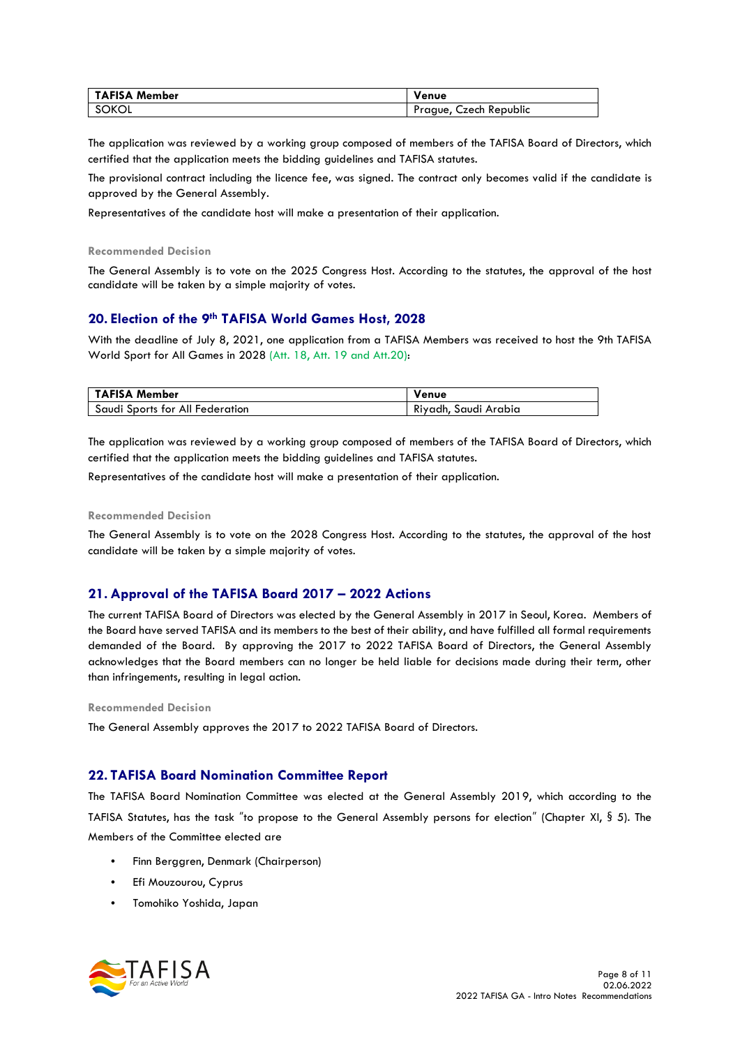| TAFISA Member | Venue |
|---|---|
| SOKOL | Prague, Czech Republic |

The application was reviewed by a working group composed of members of the TAFISA Board of Directors, which certified that the application meets the bidding guidelines and TAFISA statutes.

The provisional contract including the licence fee, was signed. The contract only becomes valid if the candidate is approved by the General Assembly.

Representatives of the candidate host will make a presentation of their application.

#### Recommended Decision

The General Assembly is to vote on the 2025 Congress Host. According to the statutes, the approval of the host candidate will be taken by a simple majority of votes.

## 20. Election of the 9th TAFISA World Games Host, 2028

With the deadline of July 8, 2021, one application from a TAFISA Members was received to host the 9th TAFISA World Sport for All Games in 2028 (Att. 18, Att. 19 and Att.20):

| TAFISA Member | Venue |
|---|---|
| Saudi Sports for All Federation | Riyadh, Saudi Arabia |

The application was reviewed by a working group composed of members of the TAFISA Board of Directors, which certified that the application meets the bidding guidelines and TAFISA statutes.

Representatives of the candidate host will make a presentation of their application.

#### Recommended Decision

The General Assembly is to vote on the 2028 Congress Host. According to the statutes, the approval of the host candidate will be taken by a simple majority of votes.

## 21. Approval of the TAFISA Board 2017 – 2022 Actions

The current TAFISA Board of Directors was elected by the General Assembly in 2017 in Seoul, Korea. Members of the Board have served TAFISA and its members to the best of their ability, and have fulfilled all formal requirements demanded of the Board. By approving the 2017 to 2022 TAFISA Board of Directors, the General Assembly acknowledges that the Board members can no longer be held liable for decisions made during their term, other than infringements, resulting in legal action.

#### Recommended Decision

The General Assembly approves the 2017 to 2022 TAFISA Board of Directors.

## 22. TAFISA Board Nomination Committee Report

The TAFISA Board Nomination Committee was elected at the General Assembly 2019, which according to the TAFISA Statutes, has the task "to propose to the General Assembly persons for election" (Chapter XI, § 5). The Members of the Committee elected are

- Finn Berggren, Denmark (Chairperson)
- Efi Mouzourou, Cyprus
- Tomohiko Yoshida, Japan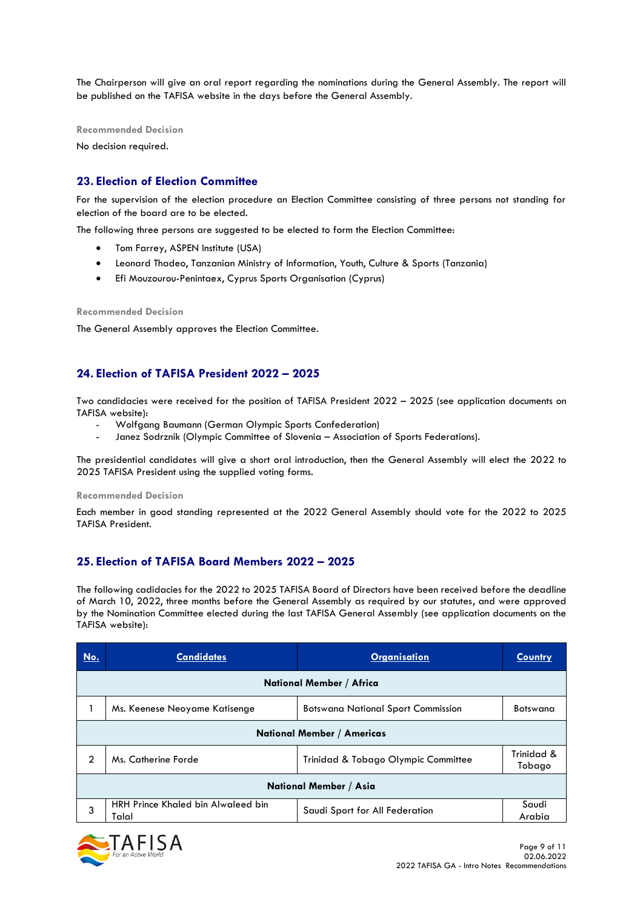The Chairperson will give an oral report regarding the nominations during the General Assembly. The report will be published on the TAFISA website in the days before the General Assembly.

**Recommended Decision**

No decision required.

## 23. Election of Election Committee

For the supervision of the election procedure an Election Committee consisting of three persons not standing for election of the board are to be elected.

The following three persons are suggested to be elected to form the Election Committee:

- Tom Farrey, ASPEN Institute (USA)
- Leonard Thadeo, Tanzanian Ministry of Information, Youth, Culture & Sports (Tanzania)
- Efi Mouzourou-Penintaex, Cyprus Sports Organisation (Cyprus)

**Recommended Decision**

The General Assembly approves the Election Committee.

## 24. Election of TAFISA President 2022 – 2025

Two candidacies were received for the position of TAFISA President 2022 – 2025 (see application documents on TAFISA website):

- Wolfgang Baumann (German Olympic Sports Confederation)
- Janez Sodrznik (Olympic Committee of Slovenia – Association of Sports Federations).

The presidential candidates will give a short oral introduction, then the General Assembly will elect the 2022 to 2025 TAFISA President using the supplied voting forms.

**Recommended Decision**

Each member in good standing represented at the 2022 General Assembly should vote for the 2022 to 2025 TAFISA President.

## 25. Election of TAFISA Board Members 2022 – 2025

The following cadidacies for the 2022 to 2025 TAFISA Board of Directors have been received before the deadline of March 10, 2022, three months before the General Assembly as required by our statutes, and were approved by the Nomination Committee elected during the last TAFISA General Assembly (see application documents on the TAFISA website):

| No. | Candidates | Organisation | Country |
|---|---|---|---|
| **National Member / Africa** | | | |
| 1 | Ms. Keenese Neoyame Katisenge | Botswana National Sport Commission | Botswana |
| **National Member / Americas** | | | |
| 2 | Ms. Catherine Forde | Trinidad & Tobago Olympic Committee | Trinidad & Tobago |
| **National Member / Asia** | | | |
| 3 | HRH Prince Khaled bin Alwaleed bin Talal | Saudi Sport for All Federation | Saudi Arabia |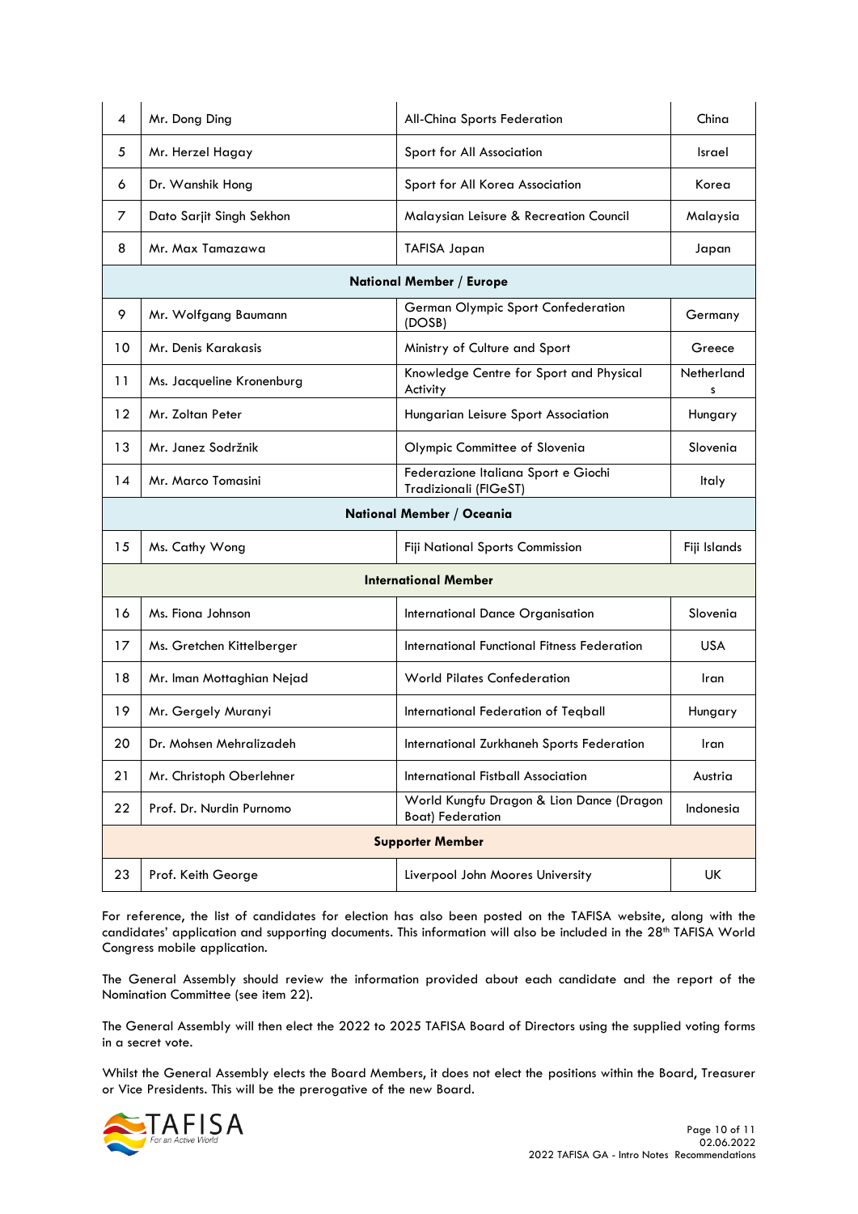| | | | |
|---|---|---|---|
| 4 | Mr. Dong Ding | All-China Sports Federation | China |
| 5 | Mr. Herzel Hagay | Sport for All Association | Israel |
| 6 | Dr. Wanshik Hong | Sport for All Korea Association | Korea |
| 7 | Dato Sarjit Singh Sekhon | Malaysian Leisure & Recreation Council | Malaysia |
| 8 | Mr. Max Tamazawa | TAFISA Japan | Japan |
| **National Member / Europe** | | | |
| 9 | Mr. Wolfgang Baumann | German Olympic Sport Confederation (DOSB) | Germany |
| 10 | Mr. Denis Karakasis | Ministry of Culture and Sport | Greece |
| 11 | Ms. Jacqueline Kronenburg | Knowledge Centre for Sport and Physical Activity | Netherlands |
| 12 | Mr. Zoltan Peter | Hungarian Leisure Sport Association | Hungary |
| 13 | Mr. Janez Sodržnik | Olympic Committee of Slovenia | Slovenia |
| 14 | Mr. Marco Tomasini | Federazione Italiana Sport e Giochi Tradizionali (FIGeST) | Italy |
| **National Member / Oceania** | | | |
| 15 | Ms. Cathy Wong | Fiji National Sports Commission | Fiji Islands |
| **International Member** | | | |
| 16 | Ms. Fiona Johnson | International Dance Organisation | Slovenia |
| 17 | Ms. Gretchen Kittelberger | International Functional Fitness Federation | USA |
| 18 | Mr. Iman Mottaghian Nejad | World Pilates Confederation | Iran |
| 19 | Mr. Gergely Muranyi | International Federation of Teqball | Hungary |
| 20 | Dr. Mohsen Mehralizadeh | International Zurkhaneh Sports Federation | Iran |
| 21 | Mr. Christoph Oberlehner | International Fistball Association | Austria |
| 22 | Prof. Dr. Nurdin Purnomo | World Kungfu Dragon & Lion Dance (Dragon Boat) Federation | Indonesia |
| **Supporter Member** | | | |
| 23 | Prof. Keith George | Liverpool John Moores University | UK |

For reference, the list of candidates for election has also been posted on the TAFISA website, along with the candidates' application and supporting documents. This information will also be included in the 28th TAFISA World Congress mobile application.

The General Assembly should review the information provided about each candidate and the report of the Nomination Committee (see item 22).

The General Assembly will then elect the 2022 to 2025 TAFISA Board of Directors using the supplied voting forms in a secret vote.

Whilst the General Assembly elects the Board Members, it does not elect the positions within the Board, Treasurer or Vice Presidents. This will be the prerogative of the new Board.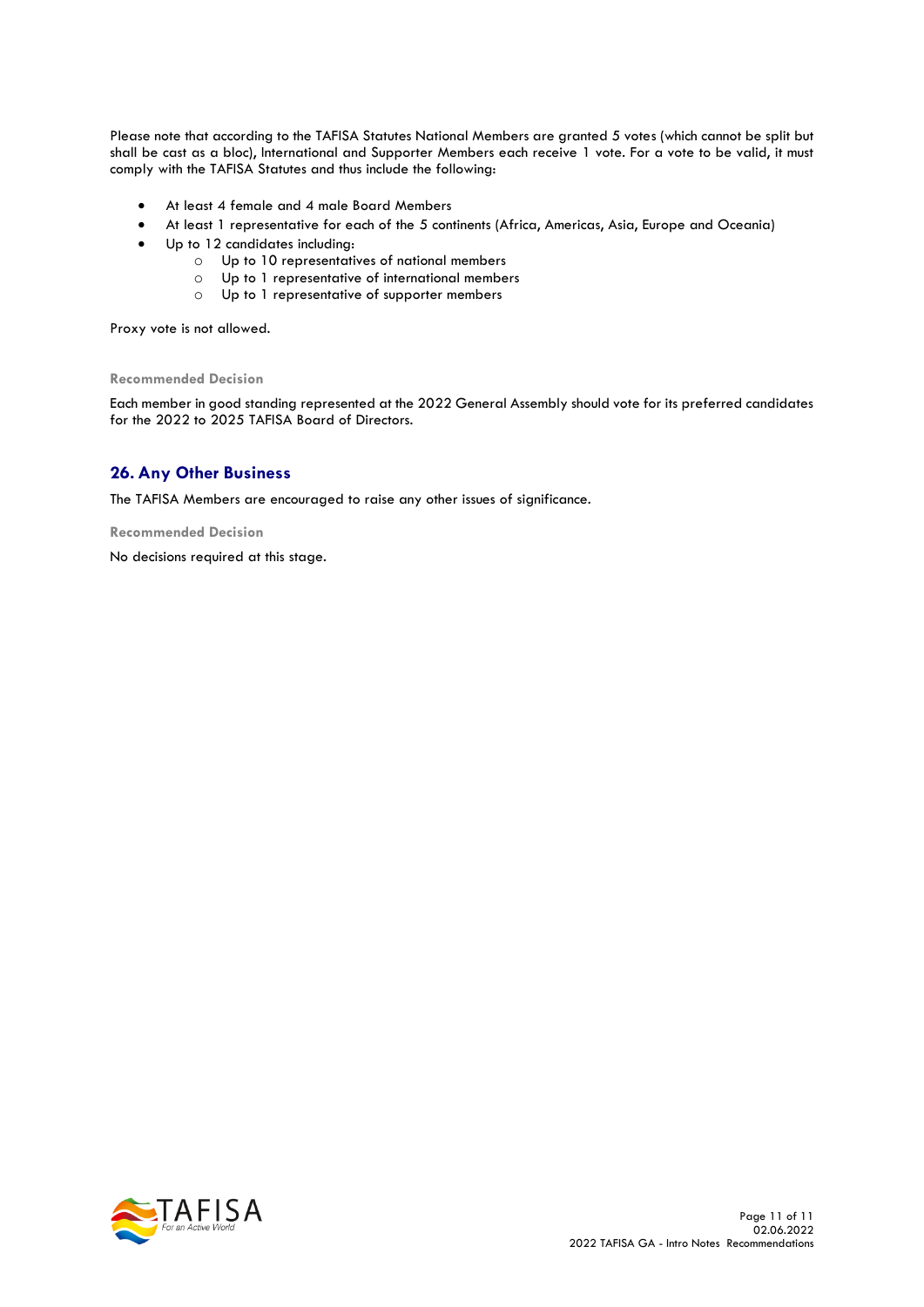Please note that according to the TAFISA Statutes National Members are granted 5 votes (which cannot be split but shall be cast as a bloc), International and Supporter Members each receive 1 vote. For a vote to be valid, it must comply with the TAFISA Statutes and thus include the following:

- At least 4 female and 4 male Board Members
- At least 1 representative for each of the 5 continents (Africa, Americas, Asia, Europe and Oceania)
- Up to 12 candidates including:
  - Up to 10 representatives of national members
  - Up to 1 representative of international members
  - Up to 1 representative of supporter members

Proxy vote is not allowed.

**Recommended Decision**

Each member in good standing represented at the 2022 General Assembly should vote for its preferred candidates for the 2022 to 2025 TAFISA Board of Directors.

## 26. Any Other Business

The TAFISA Members are encouraged to raise any other issues of significance.

**Recommended Decision**

No decisions required at this stage.